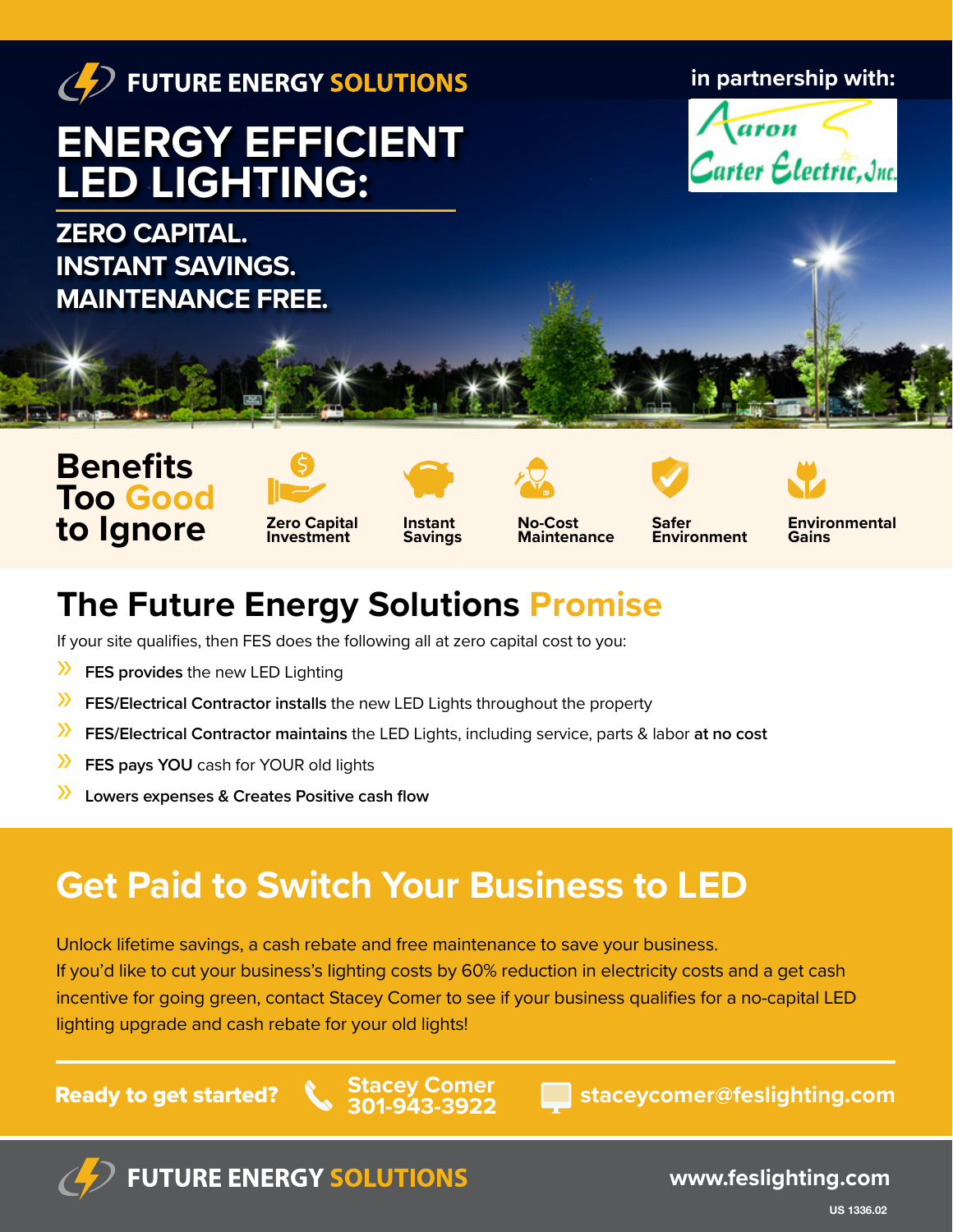FUTURE ENERGY SOLUTIONS

in partnership with: Aaron Carter Electric, Inc.

# ENERGY EFFICIENT LED LIGHTING:

**ZERO CAPITAL.**
**INSTANT SAVINGS.**
**MAINTENANCE FREE.**

## Benefits Too Good to Ignore

- Zero Capital Investment
- Instant Savings
- No-Cost Maintenance
- Safer Environment
- Environmental Gains

## The Future Energy Solutions Promise

If your site qualifies, then FES does the following all at zero capital cost to you:

- **FES provides** the new LED Lighting
- **FES/Electrical Contractor installs** the new LED Lights throughout the property
- **FES/Electrical Contractor maintains** the LED Lights, including service, parts & labor **at no cost**
- **FES pays YOU** cash for YOUR old lights
- **Lowers expenses & Creates Positive cash flow**

## Get Paid to Switch Your Business to LED

Unlock lifetime savings, a cash rebate and free maintenance to save your business.
If you'd like to cut your business's lighting costs by 60% reduction in electricity costs and a get cash incentive for going green, contact Stacey Comer to see if your business qualifies for a no-capital LED lighting upgrade and cash rebate for your old lights!

**Ready to get started?** Stacey Comer 301-943-3922 staceycomer@feslighting.com

FUTURE ENERGY SOLUTIONS www.feslighting.com

US 1336.02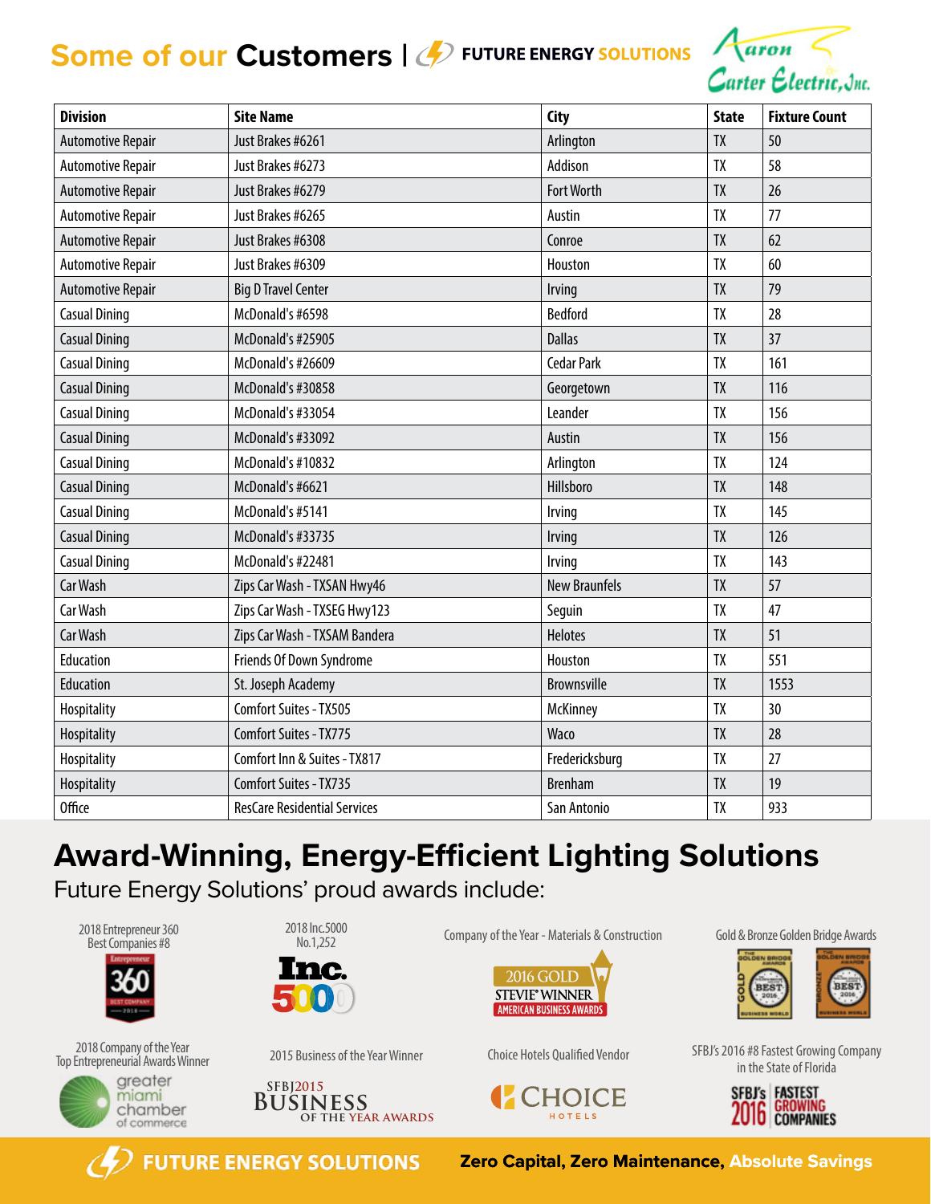# Some of our **Customers** | FUTURE ENERGY SOLUTIONS

Aaron Carter Electric, Inc.

| Division | Site Name | City | State | Fixture Count |
|---|---|---|---|---|
| Automotive Repair | Just Brakes #6261 | Arlington | TX | 50 |
| Automotive Repair | Just Brakes #6273 | Addison | TX | 58 |
| Automotive Repair | Just Brakes #6279 | Fort Worth | TX | 26 |
| Automotive Repair | Just Brakes #6265 | Austin | TX | 77 |
| Automotive Repair | Just Brakes #6308 | Conroe | TX | 62 |
| Automotive Repair | Just Brakes #6309 | Houston | TX | 60 |
| Automotive Repair | Big D Travel Center | Irving | TX | 79 |
| Casual Dining | McDonald's #6598 | Bedford | TX | 28 |
| Casual Dining | McDonald's #25905 | Dallas | TX | 37 |
| Casual Dining | McDonald's #26609 | Cedar Park | TX | 161 |
| Casual Dining | McDonald's #30858 | Georgetown | TX | 116 |
| Casual Dining | McDonald's #33054 | Leander | TX | 156 |
| Casual Dining | McDonald's #33092 | Austin | TX | 156 |
| Casual Dining | McDonald's #10832 | Arlington | TX | 124 |
| Casual Dining | McDonald's #6621 | Hillsboro | TX | 148 |
| Casual Dining | McDonald's #5141 | Irving | TX | 145 |
| Casual Dining | McDonald's #33735 | Irving | TX | 126 |
| Casual Dining | McDonald's #22481 | Irving | TX | 143 |
| Car Wash | Zips Car Wash - TXSAN Hwy46 | New Braunfels | TX | 57 |
| Car Wash | Zips Car Wash - TXSEG Hwy123 | Seguin | TX | 47 |
| Car Wash | Zips Car Wash - TXSAM Bandera | Helotes | TX | 51 |
| Education | Friends Of Down Syndrome | Houston | TX | 551 |
| Education | St. Joseph Academy | Brownsville | TX | 1553 |
| Hospitality | Comfort Suites - TX505 | McKinney | TX | 30 |
| Hospitality | Comfort Suites - TX775 | Waco | TX | 28 |
| Hospitality | Comfort Inn & Suites - TX817 | Fredericksburg | TX | 27 |
| Hospitality | Comfort Suites - TX735 | Brenham | TX | 19 |
| Office | ResCare Residential Services | San Antonio | TX | 933 |

## Award-Winning, Energy-Efficient Lighting Solutions

Future Energy Solutions' proud awards include:

2018 Entrepreneur 360 Best Companies #8

2018 Inc.5000 No.1,252

Company of the Year - Materials & Construction

Gold & Bronze Golden Bridge Awards

2018 Company of the Year Top Entrepreneurial Awards Winner

2015 Business of the Year Winner

Choice Hotels Qualified Vendor

SFBJ's 2016 #8 Fastest Growing Company in the State of Florida

FUTURE ENERGY SOLUTIONS

**Zero Capital, Zero Maintenance,** Absolute Savings